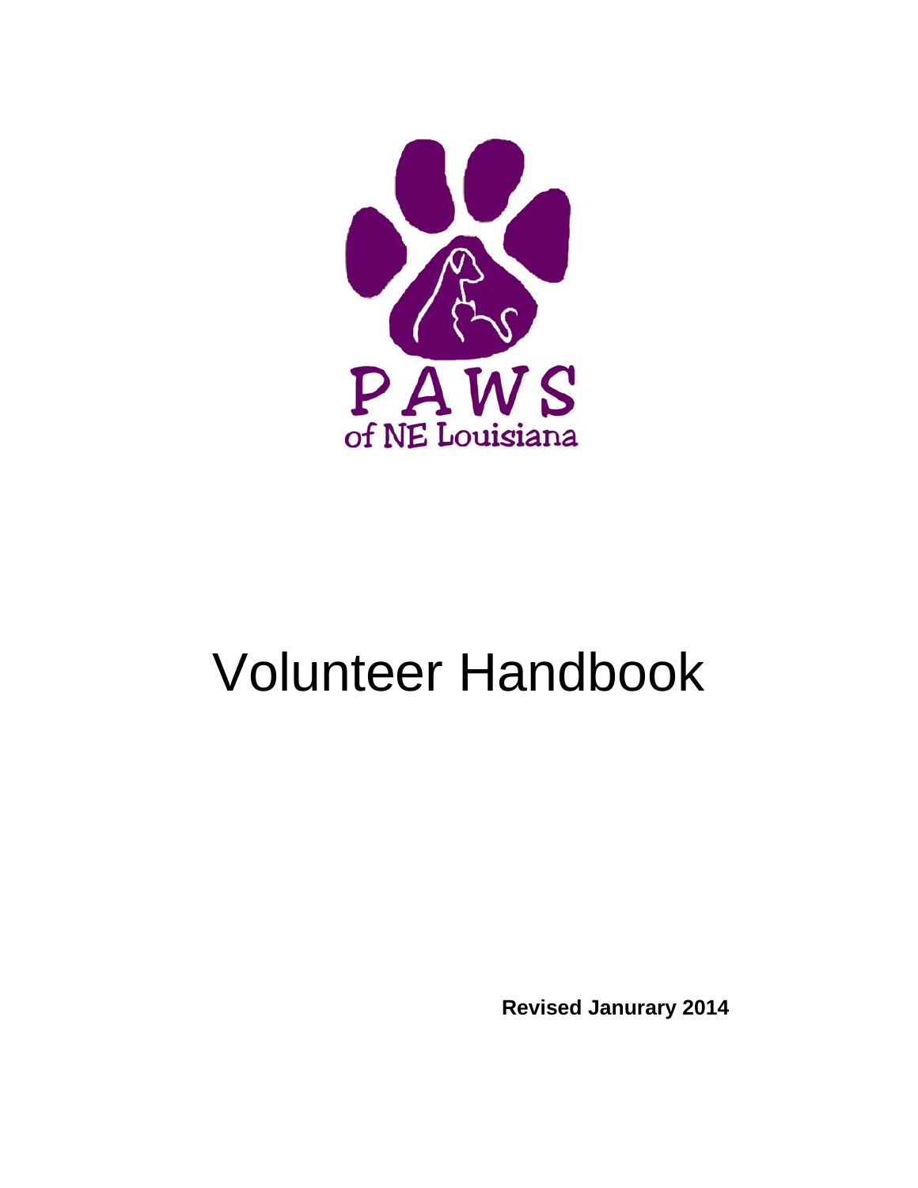PAWS
of NE Louisiana

# Volunteer Handbook

**Revised Janurary 2014**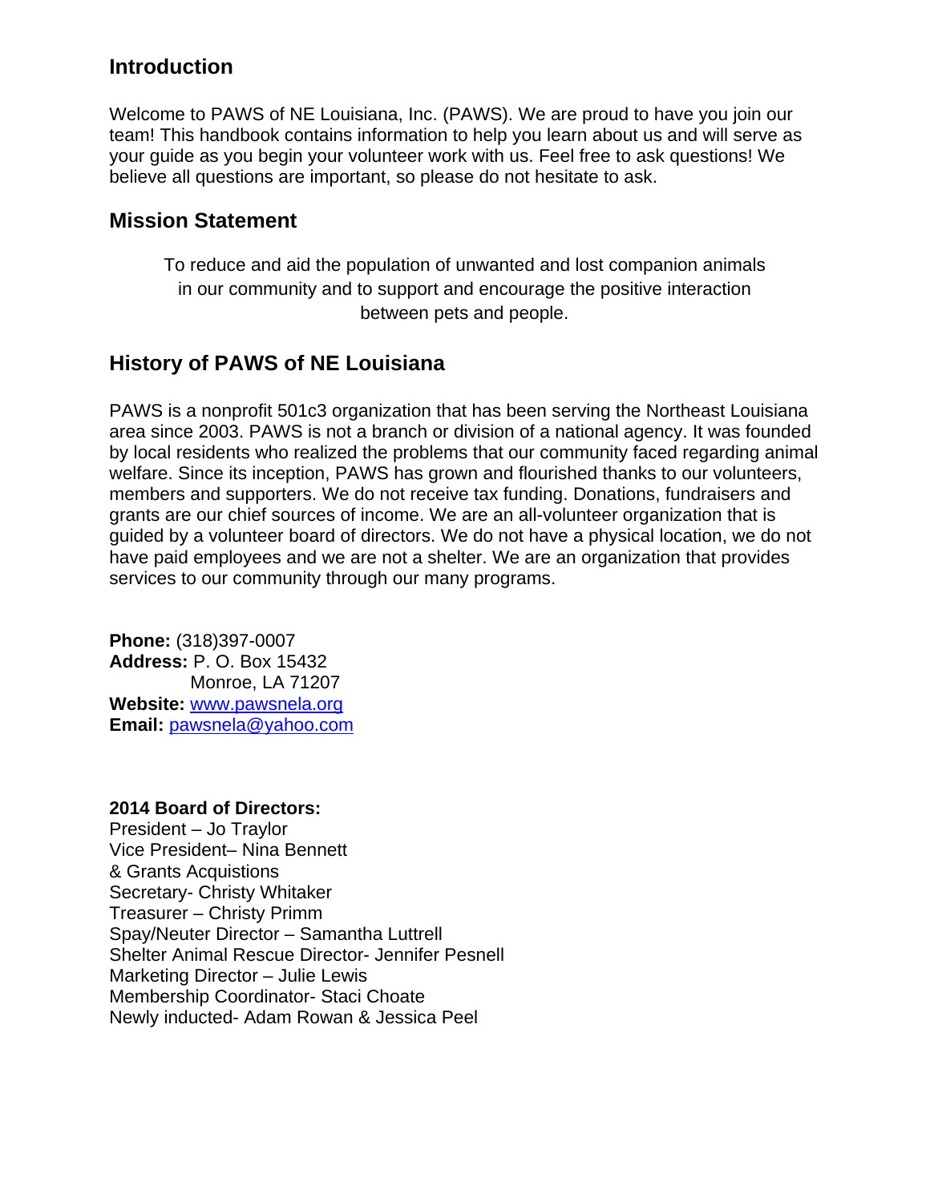## Introduction

Welcome to PAWS of NE Louisiana, Inc. (PAWS). We are proud to have you join our team! This handbook contains information to help you learn about us and will serve as your guide as you begin your volunteer work with us. Feel free to ask questions! We believe all questions are important, so please do not hesitate to ask.

## Mission Statement

To reduce and aid the population of unwanted and lost companion animals in our community and to support and encourage the positive interaction between pets and people.

## History of PAWS of NE Louisiana

PAWS is a nonprofit 501c3 organization that has been serving the Northeast Louisiana area since 2003. PAWS is not a branch or division of a national agency. It was founded by local residents who realized the problems that our community faced regarding animal welfare. Since its inception, PAWS has grown and flourished thanks to our volunteers, members and supporters. We do not receive tax funding. Donations, fundraisers and grants are our chief sources of income. We are an all-volunteer organization that is guided by a volunteer board of directors. We do not have a physical location, we do not have paid employees and we are not a shelter. We are an organization that provides services to our community through our many programs.

**Phone:** (318)397-0007
**Address:** P. O. Box 15432
Monroe, LA 71207
**Website:** www.pawsnela.org
**Email:** pawsnela@yahoo.com

**2014 Board of Directors:**
President – Jo Traylor
Vice President– Nina Bennett
& Grants Acquistions
Secretary- Christy Whitaker
Treasurer – Christy Primm
Spay/Neuter Director – Samantha Luttrell
Shelter Animal Rescue Director- Jennifer Pesnell
Marketing Director – Julie Lewis
Membership Coordinator- Staci Choate
Newly inducted- Adam Rowan & Jessica Peel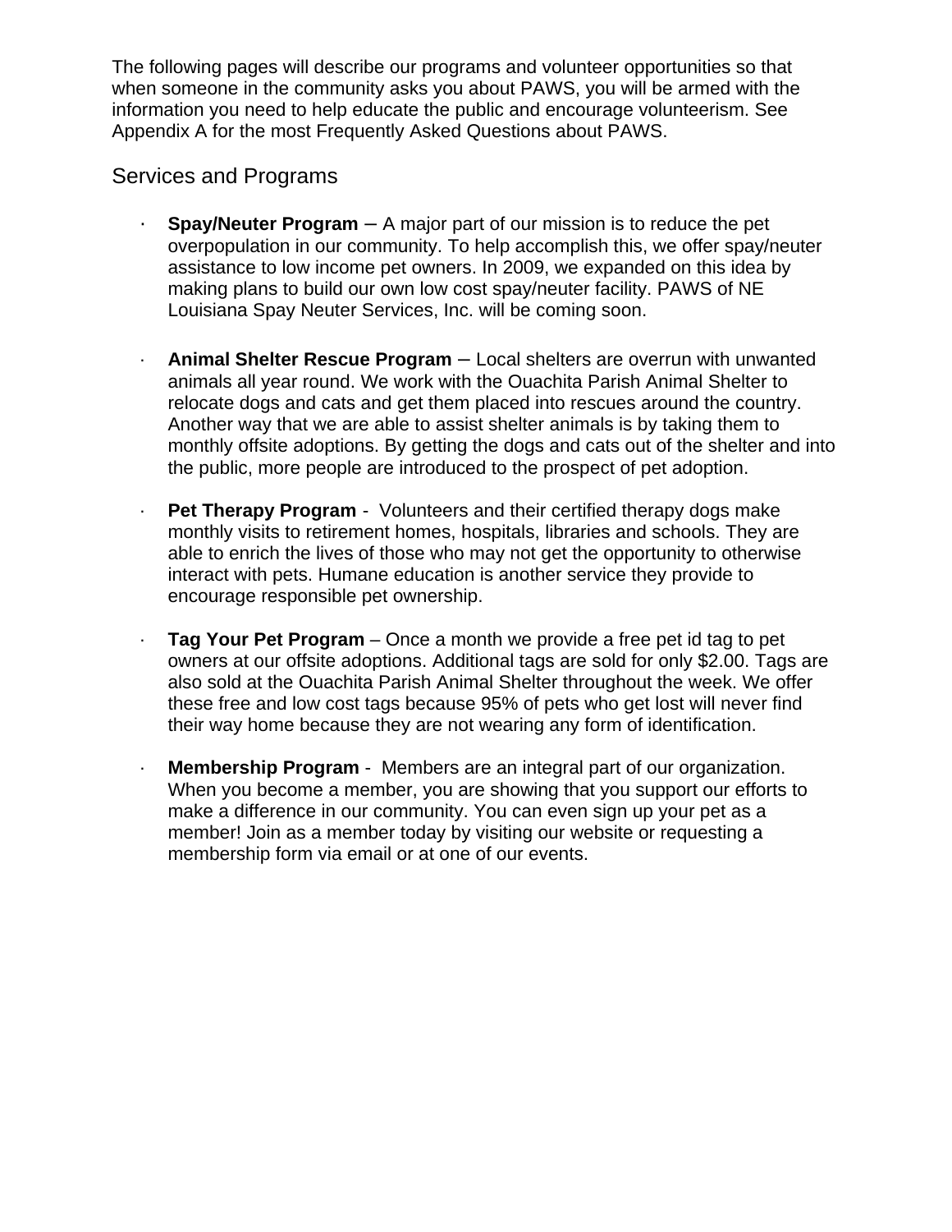The following pages will describe our programs and volunteer opportunities so that when someone in the community asks you about PAWS, you will be armed with the information you need to help educate the public and encourage volunteerism. See Appendix A for the most Frequently Asked Questions about PAWS.

## Services and Programs

- **Spay/Neuter Program** – A major part of our mission is to reduce the pet overpopulation in our community. To help accomplish this, we offer spay/neuter assistance to low income pet owners. In 2009, we expanded on this idea by making plans to build our own low cost spay/neuter facility. PAWS of NE Louisiana Spay Neuter Services, Inc. will be coming soon.

- **Animal Shelter Rescue Program** – Local shelters are overrun with unwanted animals all year round. We work with the Ouachita Parish Animal Shelter to relocate dogs and cats and get them placed into rescues around the country. Another way that we are able to assist shelter animals is by taking them to monthly offsite adoptions. By getting the dogs and cats out of the shelter and into the public, more people are introduced to the prospect of pet adoption.

- **Pet Therapy Program** - Volunteers and their certified therapy dogs make monthly visits to retirement homes, hospitals, libraries and schools. They are able to enrich the lives of those who may not get the opportunity to otherwise interact with pets. Humane education is another service they provide to encourage responsible pet ownership.

- **Tag Your Pet Program** – Once a month we provide a free pet id tag to pet owners at our offsite adoptions. Additional tags are sold for only $2.00. Tags are also sold at the Ouachita Parish Animal Shelter throughout the week. We offer these free and low cost tags because 95% of pets who get lost will never find their way home because they are not wearing any form of identification.

- **Membership Program** - Members are an integral part of our organization. When you become a member, you are showing that you support our efforts to make a difference in our community. You can even sign up your pet as a member! Join as a member today by visiting our website or requesting a membership form via email or at one of our events.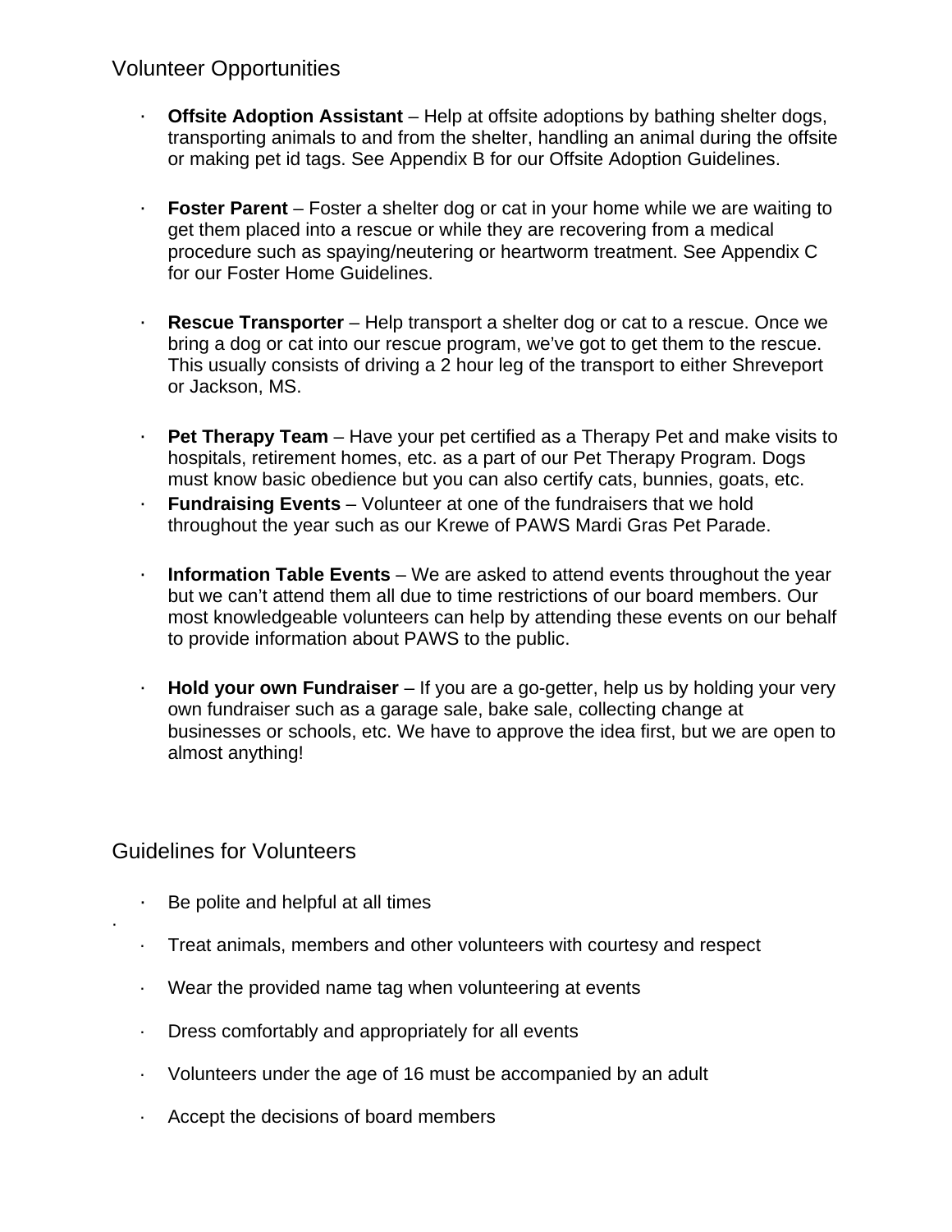## Volunteer Opportunities

- **Offsite Adoption Assistant** – Help at offsite adoptions by bathing shelter dogs, transporting animals to and from the shelter, handling an animal during the offsite or making pet id tags. See Appendix B for our Offsite Adoption Guidelines.

- **Foster Parent** – Foster a shelter dog or cat in your home while we are waiting to get them placed into a rescue or while they are recovering from a medical procedure such as spaying/neutering or heartworm treatment. See Appendix C for our Foster Home Guidelines.

- **Rescue Transporter** – Help transport a shelter dog or cat to a rescue. Once we bring a dog or cat into our rescue program, we've got to get them to the rescue. This usually consists of driving a 2 hour leg of the transport to either Shreveport or Jackson, MS.

- **Pet Therapy Team** – Have your pet certified as a Therapy Pet and make visits to hospitals, retirement homes, etc. as a part of our Pet Therapy Program. Dogs must know basic obedience but you can also certify cats, bunnies, goats, etc.
- **Fundraising Events** – Volunteer at one of the fundraisers that we hold throughout the year such as our Krewe of PAWS Mardi Gras Pet Parade.

- **Information Table Events** – We are asked to attend events throughout the year but we can't attend them all due to time restrictions of our board members. Our most knowledgeable volunteers can help by attending these events on our behalf to provide information about PAWS to the public.

- **Hold your own Fundraiser** – If you are a go-getter, help us by holding your very own fundraiser such as a garage sale, bake sale, collecting change at businesses or schools, etc. We have to approve the idea first, but we are open to almost anything!

## Guidelines for Volunteers

- Be polite and helpful at all times
- Treat animals, members and other volunteers with courtesy and respect
- Wear the provided name tag when volunteering at events
- Dress comfortably and appropriately for all events
- Volunteers under the age of 16 must be accompanied by an adult
- Accept the decisions of board members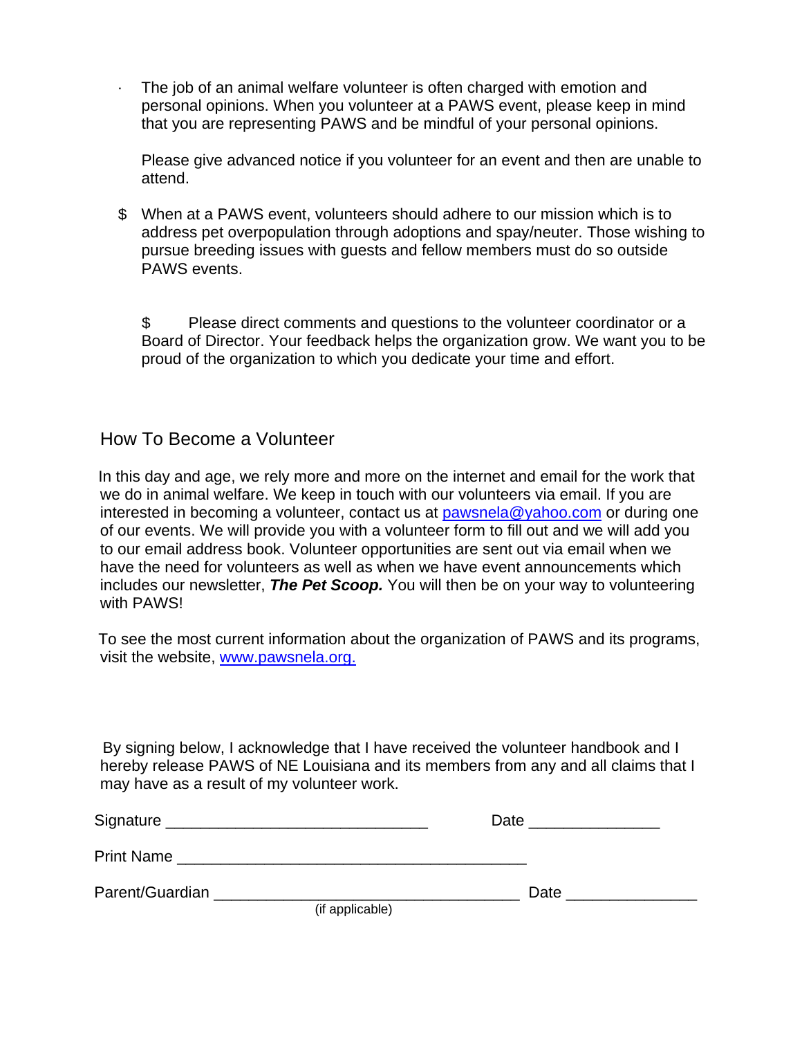- The job of an animal welfare volunteer is often charged with emotion and personal opinions. When you volunteer at a PAWS event, please keep in mind that you are representing PAWS and be mindful of your personal opinions.

  Please give advanced notice if you volunteer for an event and then are unable to attend.

$ When at a PAWS event, volunteers should adhere to our mission which is to address pet overpopulation through adoptions and spay/neuter. Those wishing to pursue breeding issues with guests and fellow members must do so outside PAWS events.

$ Please direct comments and questions to the volunteer coordinator or a Board of Director. Your feedback helps the organization grow. We want you to be proud of the organization to which you dedicate your time and effort.

## How To Become a Volunteer

In this day and age, we rely more and more on the internet and email for the work that we do in animal welfare. We keep in touch with our volunteers via email. If you are interested in becoming a volunteer, contact us at pawsnela@yahoo.com or during one of our events. We will provide you with a volunteer form to fill out and we will add you to our email address book. Volunteer opportunities are sent out via email when we have the need for volunteers as well as when we have event announcements which includes our newsletter, ***The Pet Scoop.*** You will then be on your way to volunteering with PAWS!

To see the most current information about the organization of PAWS and its programs, visit the website, www.pawsnela.org.

By signing below, I acknowledge that I have received the volunteer handbook and I hereby release PAWS of NE Louisiana and its members from any and all claims that I may have as a result of my volunteer work.

Signature ______________________________ Date _______________

Print Name ________________________________________

Parent/Guardian ___________________________________ Date _______________
(if applicable)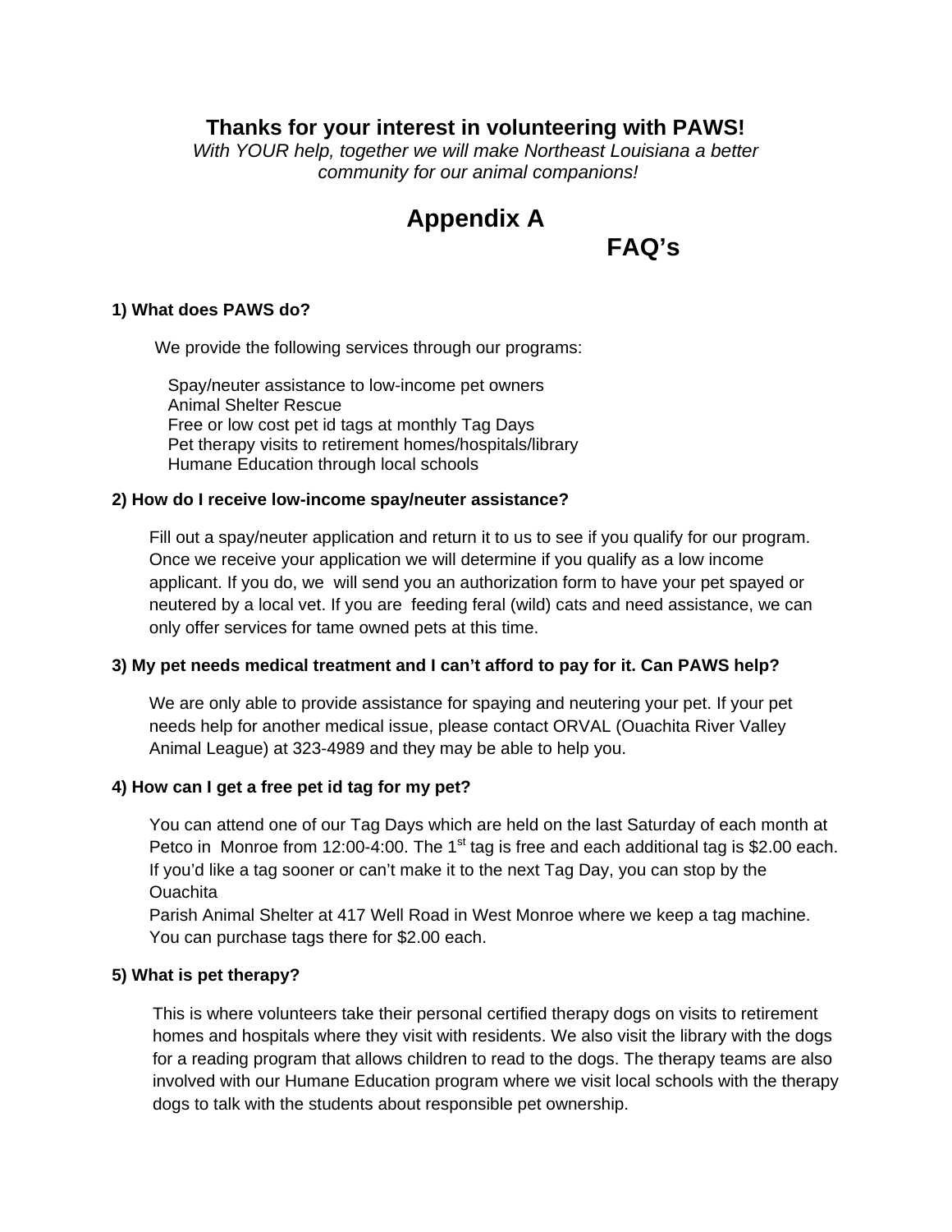**Thanks for your interest in volunteering with PAWS!**

*With YOUR help, together we will make Northeast Louisiana a better community for our animal companions!*

# Appendix A

## FAQ's

**1) What does PAWS do?**

We provide the following services through our programs:

- Spay/neuter assistance to low-income pet owners
- Animal Shelter Rescue
- Free or low cost pet id tags at monthly Tag Days
- Pet therapy visits to retirement homes/hospitals/library
- Humane Education through local schools

**2) How do I receive low-income spay/neuter assistance?**

Fill out a spay/neuter application and return it to us to see if you qualify for our program. Once we receive your application we will determine if you qualify as a low income applicant. If you do, we will send you an authorization form to have your pet spayed or neutered by a local vet. If you are feeding feral (wild) cats and need assistance, we can only offer services for tame owned pets at this time.

**3) My pet needs medical treatment and I can't afford to pay for it. Can PAWS help?**

We are only able to provide assistance for spaying and neutering your pet. If your pet needs help for another medical issue, please contact ORVAL (Ouachita River Valley Animal League) at 323-4989 and they may be able to help you.

**4) How can I get a free pet id tag for my pet?**

You can attend one of our Tag Days which are held on the last Saturday of each month at Petco in Monroe from 12:00-4:00. The 1st tag is free and each additional tag is $2.00 each. If you'd like a tag sooner or can't make it to the next Tag Day, you can stop by the Ouachita Parish Animal Shelter at 417 Well Road in West Monroe where we keep a tag machine. You can purchase tags there for $2.00 each.

**5) What is pet therapy?**

This is where volunteers take their personal certified therapy dogs on visits to retirement homes and hospitals where they visit with residents. We also visit the library with the dogs for a reading program that allows children to read to the dogs. The therapy teams are also involved with our Humane Education program where we visit local schools with the therapy dogs to talk with the students about responsible pet ownership.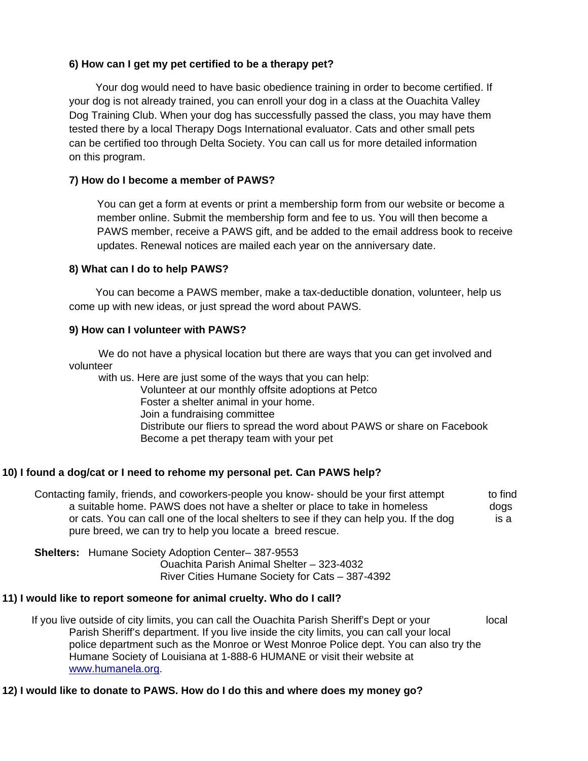**6) How can I get my pet certified to be a therapy pet?**

Your dog would need to have basic obedience training in order to become certified. If your dog is not already trained, you can enroll your dog in a class at the Ouachita Valley Dog Training Club. When your dog has successfully passed the class, you may have them tested there by a local Therapy Dogs International evaluator. Cats and other small pets can be certified too through Delta Society. You can call us for more detailed information on this program.

**7) How do I become a member of PAWS?**

You can get a form at events or print a membership form from our website or become a member online. Submit the membership form and fee to us. You will then become a PAWS member, receive a PAWS gift, and be added to the email address book to receive updates. Renewal notices are mailed each year on the anniversary date.

**8) What can I do to help PAWS?**

You can become a PAWS member, make a tax-deductible donation, volunteer, help us come up with new ideas, or just spread the word about PAWS.

**9) How can I volunteer with PAWS?**

We do not have a physical location but there are ways that you can get involved and volunteer with us. Here are just some of the ways that you can help:

- Volunteer at our monthly offsite adoptions at Petco
- Foster a shelter animal in your home.
- Join a fundraising committee
- Distribute our fliers to spread the word about PAWS or share on Facebook
- Become a pet therapy team with your pet

**10) I found a dog/cat or I need to rehome my personal pet. Can PAWS help?**

Contacting family, friends, and coworkers-people you know- should be your first attempt to find a suitable home. PAWS does not have a shelter or place to take in homeless dogs or cats. You can call one of the local shelters to see if they can help you. If the dog is a pure breed, we can try to help you locate a breed rescue.

**Shelters:** Humane Society Adoption Center– 387-9553
Ouachita Parish Animal Shelter – 323-4032
River Cities Humane Society for Cats – 387-4392

**11) I would like to report someone for animal cruelty. Who do I call?**

If you live outside of city limits, you can call the Ouachita Parish Sheriff's Dept or your local Parish Sheriff's department. If you live inside the city limits, you can call your local police department such as the Monroe or West Monroe Police dept. You can also try the Humane Society of Louisiana at 1-888-6 HUMANE or visit their website at www.humanela.org.

**12) I would like to donate to PAWS. How do I do this and where does my money go?**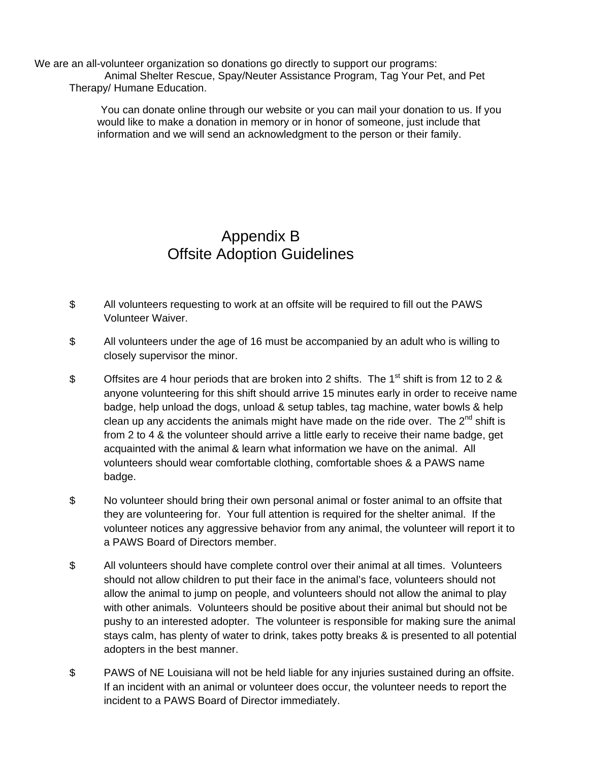We are an all-volunteer organization so donations go directly to support our programs: Animal Shelter Rescue, Spay/Neuter Assistance Program, Tag Your Pet, and Pet Therapy/ Humane Education.

You can donate online through our website or you can mail your donation to us. If you would like to make a donation in memory or in honor of someone, just include that information and we will send an acknowledgment to the person or their family.

# Appendix B
# Offsite Adoption Guidelines

$ All volunteers requesting to work at an offsite will be required to fill out the PAWS Volunteer Waiver.

$ All volunteers under the age of 16 must be accompanied by an adult who is willing to closely supervisor the minor.

$ Offsites are 4 hour periods that are broken into 2 shifts. The 1st shift is from 12 to 2 & anyone volunteering for this shift should arrive 15 minutes early in order to receive name badge, help unload the dogs, unload & setup tables, tag machine, water bowls & help clean up any accidents the animals might have made on the ride over. The 2nd shift is from 2 to 4 & the volunteer should arrive a little early to receive their name badge, get acquainted with the animal & learn what information we have on the animal. All volunteers should wear comfortable clothing, comfortable shoes & a PAWS name badge.

$ No volunteer should bring their own personal animal or foster animal to an offsite that they are volunteering for. Your full attention is required for the shelter animal. If the volunteer notices any aggressive behavior from any animal, the volunteer will report it to a PAWS Board of Directors member.

$ All volunteers should have complete control over their animal at all times. Volunteers should not allow children to put their face in the animal's face, volunteers should not allow the animal to jump on people, and volunteers should not allow the animal to play with other animals. Volunteers should be positive about their animal but should not be pushy to an interested adopter. The volunteer is responsible for making sure the animal stays calm, has plenty of water to drink, takes potty breaks & is presented to all potential adopters in the best manner.

$ PAWS of NE Louisiana will not be held liable for any injuries sustained during an offsite. If an incident with an animal or volunteer does occur, the volunteer needs to report the incident to a PAWS Board of Director immediately.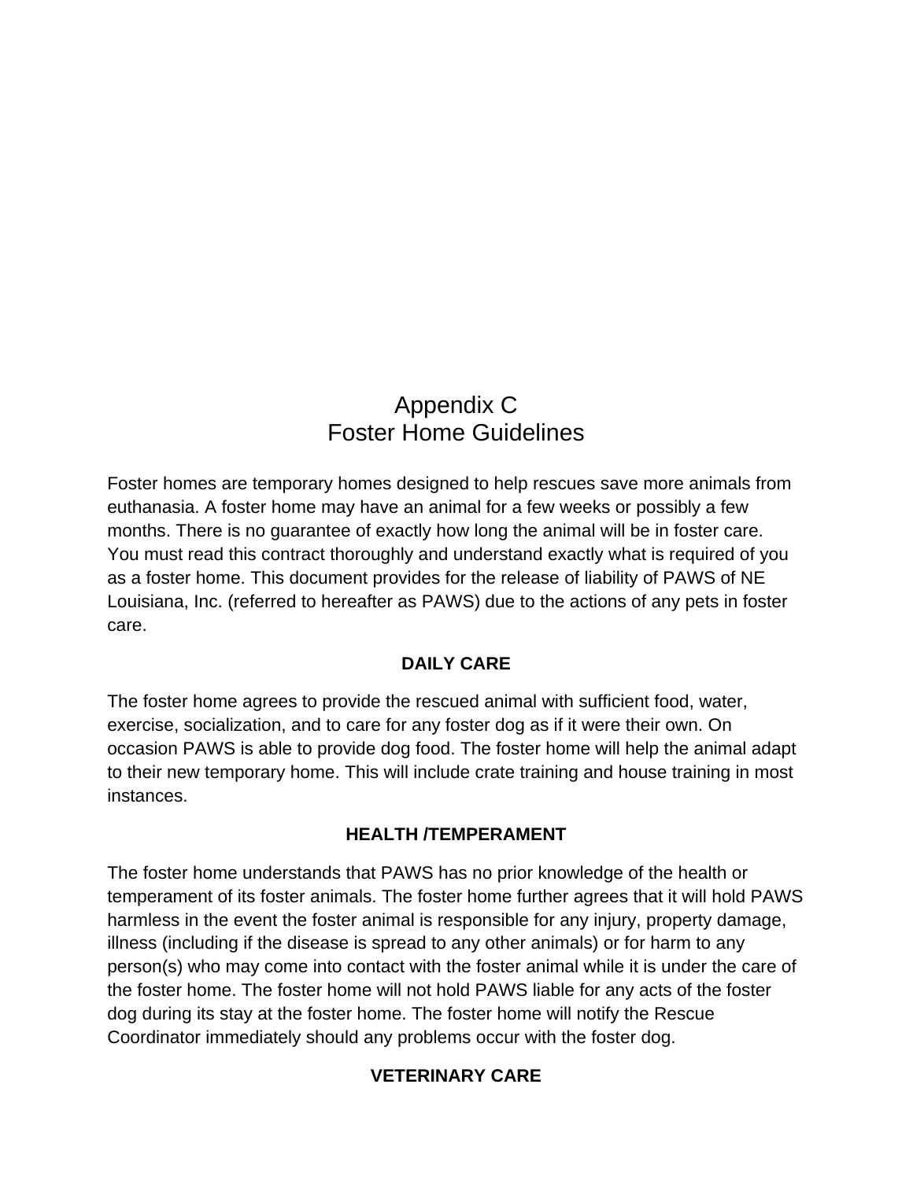# Appendix C
# Foster Home Guidelines

Foster homes are temporary homes designed to help rescues save more animals from euthanasia. A foster home may have an animal for a few weeks or possibly a few months. There is no guarantee of exactly how long the animal will be in foster care. You must read this contract thoroughly and understand exactly what is required of you as a foster home. This document provides for the release of liability of PAWS of NE Louisiana, Inc. (referred to hereafter as PAWS) due to the actions of any pets in foster care.

## DAILY CARE

The foster home agrees to provide the rescued animal with sufficient food, water, exercise, socialization, and to care for any foster dog as if it were their own. On occasion PAWS is able to provide dog food. The foster home will help the animal adapt to their new temporary home. This will include crate training and house training in most instances.

## HEALTH /TEMPERAMENT

The foster home understands that PAWS has no prior knowledge of the health or temperament of its foster animals. The foster home further agrees that it will hold PAWS harmless in the event the foster animal is responsible for any injury, property damage, illness (including if the disease is spread to any other animals) or for harm to any person(s) who may come into contact with the foster animal while it is under the care of the foster home. The foster home will not hold PAWS liable for any acts of the foster dog during its stay at the foster home. The foster home will notify the Rescue Coordinator immediately should any problems occur with the foster dog.

## VETERINARY CARE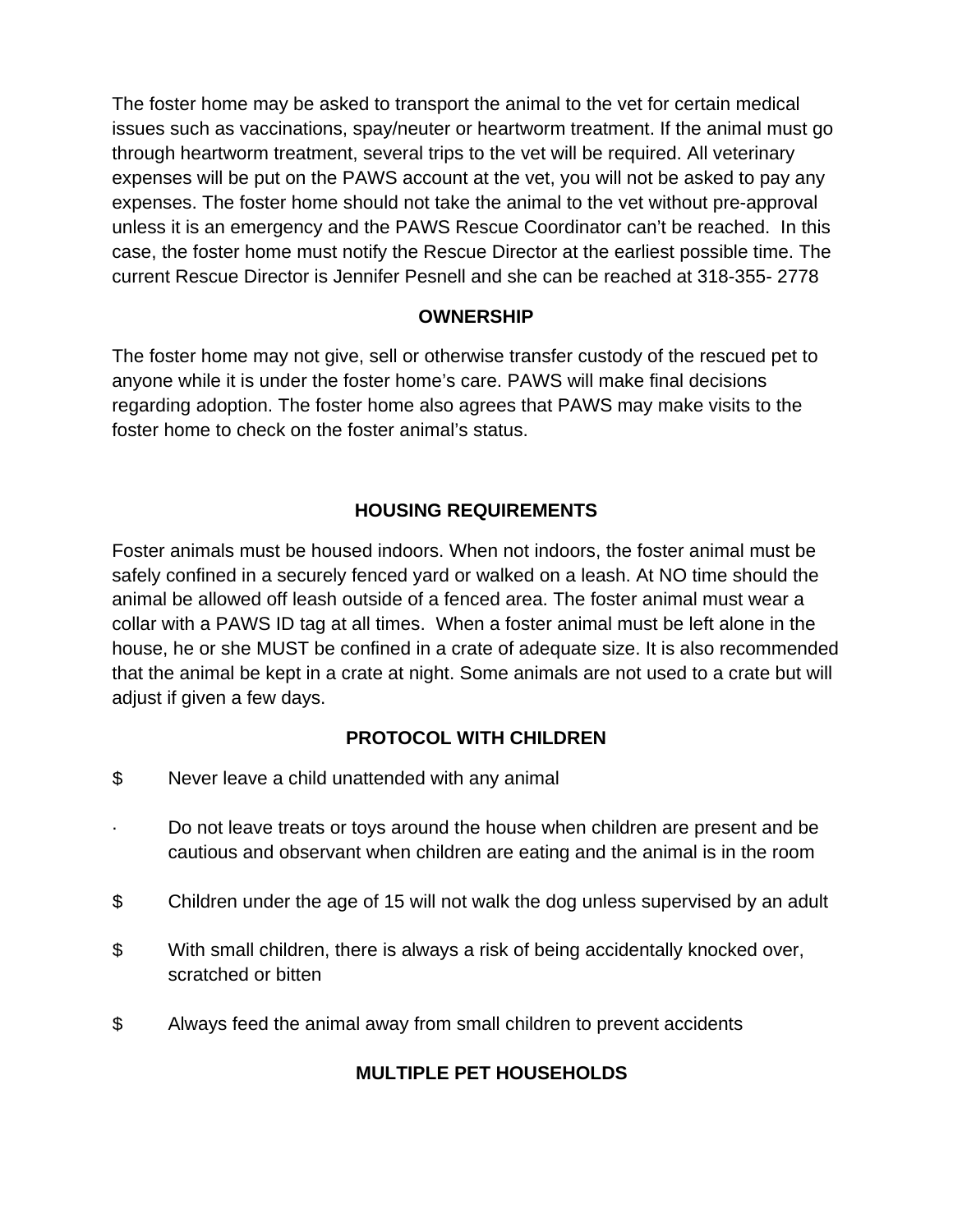The foster home may be asked to transport the animal to the vet for certain medical issues such as vaccinations, spay/neuter or heartworm treatment. If the animal must go through heartworm treatment, several trips to the vet will be required. All veterinary expenses will be put on the PAWS account at the vet, you will not be asked to pay any expenses. The foster home should not take the animal to the vet without pre-approval unless it is an emergency and the PAWS Rescue Coordinator can't be reached. In this case, the foster home must notify the Rescue Director at the earliest possible time. The current Rescue Director is Jennifer Pesnell and she can be reached at 318-355- 2778

## OWNERSHIP

The foster home may not give, sell or otherwise transfer custody of the rescued pet to anyone while it is under the foster home's care. PAWS will make final decisions regarding adoption. The foster home also agrees that PAWS may make visits to the foster home to check on the foster animal's status.

## HOUSING REQUIREMENTS

Foster animals must be housed indoors. When not indoors, the foster animal must be safely confined in a securely fenced yard or walked on a leash. At NO time should the animal be allowed off leash outside of a fenced area. The foster animal must wear a collar with a PAWS ID tag at all times. When a foster animal must be left alone in the house, he or she MUST be confined in a crate of adequate size. It is also recommended that the animal be kept in a crate at night. Some animals are not used to a crate but will adjust if given a few days.

## PROTOCOL WITH CHILDREN

- Never leave a child unattended with any animal
- Do not leave treats or toys around the house when children are present and be cautious and observant when children are eating and the animal is in the room
- Children under the age of 15 will not walk the dog unless supervised by an adult
- With small children, there is always a risk of being accidentally knocked over, scratched or bitten
- Always feed the animal away from small children to prevent accidents

## MULTIPLE PET HOUSEHOLDS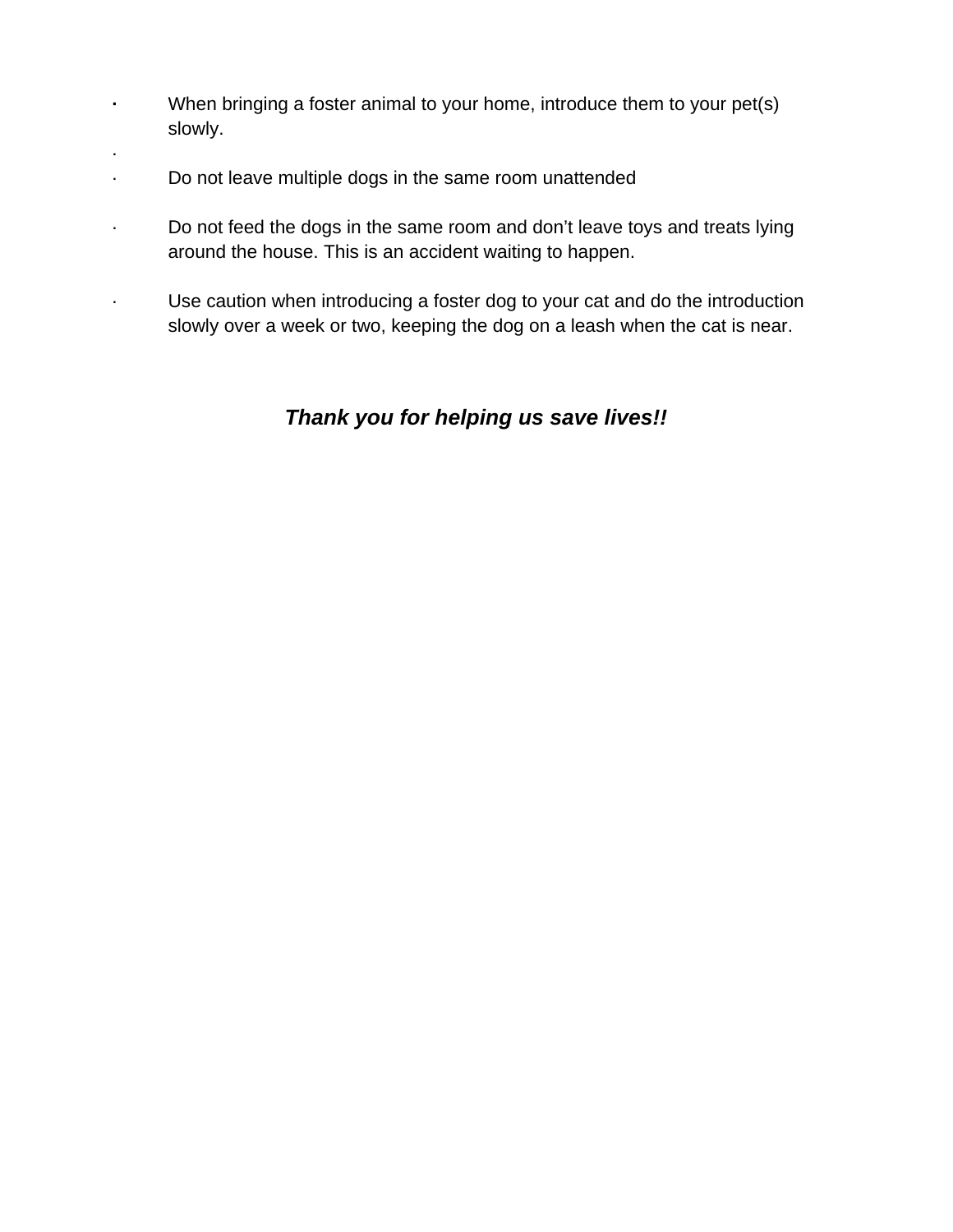- When bringing a foster animal to your home, introduce them to your pet(s) slowly.
- Do not leave multiple dogs in the same room unattended
- Do not feed the dogs in the same room and don't leave toys and treats lying around the house. This is an accident waiting to happen.
- Use caution when introducing a foster dog to your cat and do the introduction slowly over a week or two, keeping the dog on a leash when the cat is near.

***Thank you for helping us save lives!!***